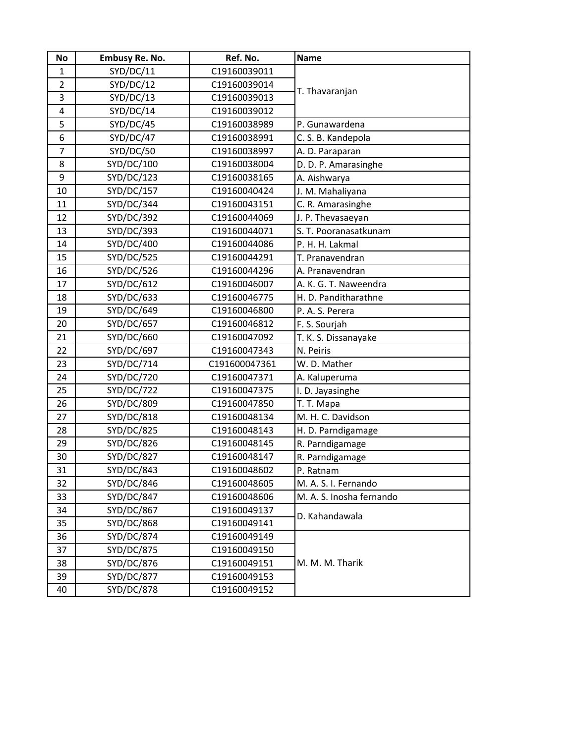| No | Embusy Re. No. | Ref. No. | Name |
|---|---|---|---|
| 1 | SYD/DC/11 | C19160039011 | T. Thavaranjan |
| 2 | SYD/DC/12 | C19160039014 | |
| 3 | SYD/DC/13 | C19160039013 | |
| 4 | SYD/DC/14 | C19160039012 | |
| 5 | SYD/DC/45 | C19160038989 | P. Gunawardena |
| 6 | SYD/DC/47 | C19160038991 | C. S. B. Kandepola |
| 7 | SYD/DC/50 | C19160038997 | A. D. Paraparan |
| 8 | SYD/DC/100 | C19160038004 | D. D. P. Amarasinghe |
| 9 | SYD/DC/123 | C19160038165 | A. Aishwarya |
| 10 | SYD/DC/157 | C19160040424 | J. M. Mahaliyana |
| 11 | SYD/DC/344 | C19160043151 | C. R. Amarasinghe |
| 12 | SYD/DC/392 | C19160044069 | J. P. Thevasaeyan |
| 13 | SYD/DC/393 | C19160044071 | S. T. Pooranasatkunam |
| 14 | SYD/DC/400 | C19160044086 | P. H. H. Lakmal |
| 15 | SYD/DC/525 | C19160044291 | T. Pranavendran |
| 16 | SYD/DC/526 | C19160044296 | A. Pranavendran |
| 17 | SYD/DC/612 | C19160046007 | A. K. G. T. Naweendra |
| 18 | SYD/DC/633 | C19160046775 | H. D. Panditharathne |
| 19 | SYD/DC/649 | C19160046800 | P. A. S. Perera |
| 20 | SYD/DC/657 | C19160046812 | F. S. Sourjah |
| 21 | SYD/DC/660 | C19160047092 | T. K. S. Dissanayake |
| 22 | SYD/DC/697 | C19160047343 | N. Peiris |
| 23 | SYD/DC/714 | C191600047361 | W. D. Mather |
| 24 | SYD/DC/720 | C19160047371 | A. Kaluperuma |
| 25 | SYD/DC/722 | C19160047375 | I. D. Jayasinghe |
| 26 | SYD/DC/809 | C19160047850 | T. T. Mapa |
| 27 | SYD/DC/818 | C19160048134 | M. H. C. Davidson |
| 28 | SYD/DC/825 | C19160048143 | H. D. Parndigamage |
| 29 | SYD/DC/826 | C19160048145 | R. Parndigamage |
| 30 | SYD/DC/827 | C19160048147 | R. Parndigamage |
| 31 | SYD/DC/843 | C19160048602 | P. Ratnam |
| 32 | SYD/DC/846 | C19160048605 | M. A. S. I. Fernando |
| 33 | SYD/DC/847 | C19160048606 | M. A. S. Inosha fernando |
| 34 | SYD/DC/867 | C19160049137 | D. Kahandawala |
| 35 | SYD/DC/868 | C19160049141 | |
| 36 | SYD/DC/874 | C19160049149 | M. M. M. Tharik |
| 37 | SYD/DC/875 | C19160049150 | |
| 38 | SYD/DC/876 | C19160049151 | |
| 39 | SYD/DC/877 | C19160049153 | |
| 40 | SYD/DC/878 | C19160049152 | |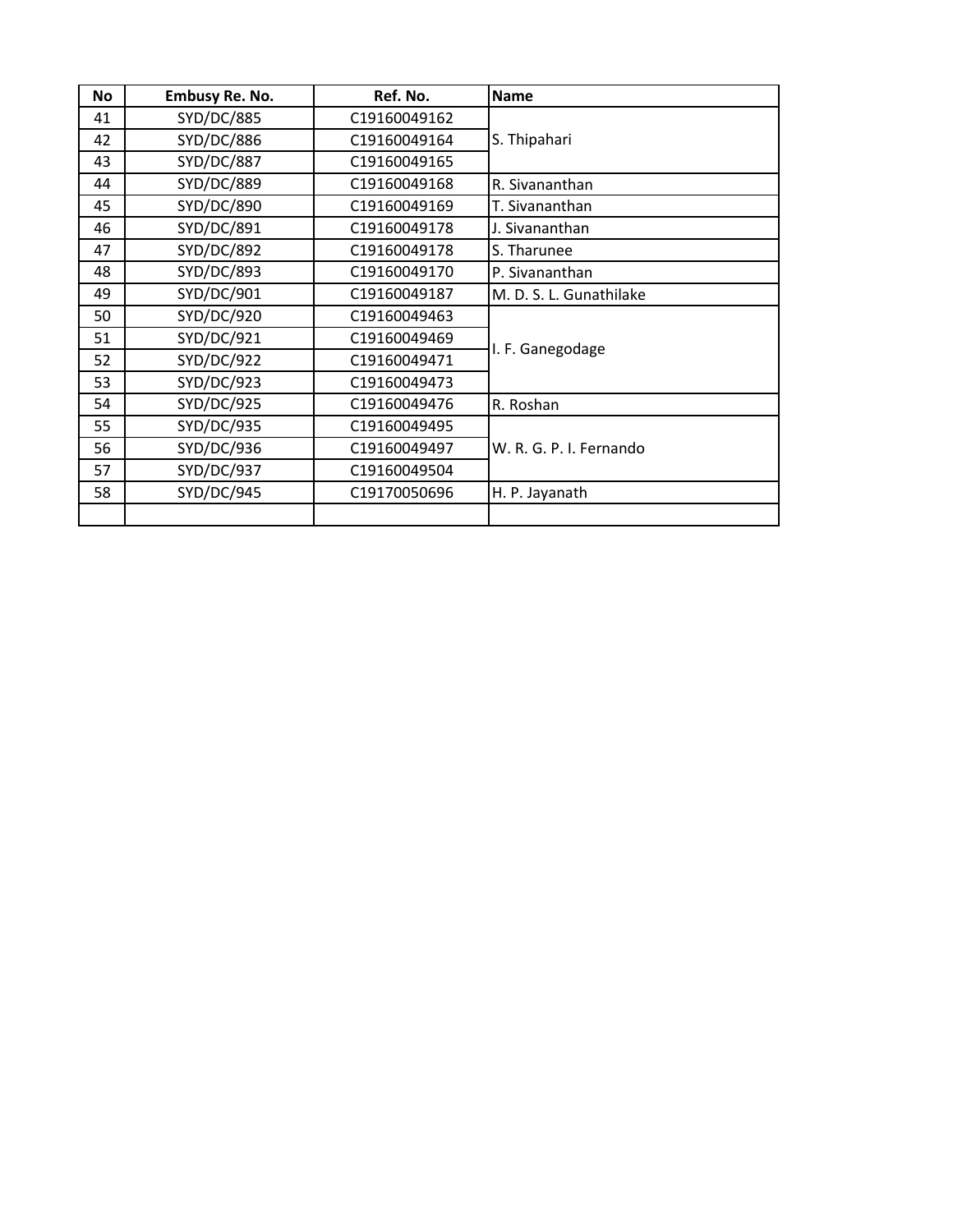| No | Embusy Re. No. | Ref. No. | Name |
|---|---|---|---|
| 41 | SYD/DC/885 | C19160049162 | S. Thipahari |
| 42 | SYD/DC/886 | C19160049164 | |
| 43 | SYD/DC/887 | C19160049165 | |
| 44 | SYD/DC/889 | C19160049168 | R. Sivananthan |
| 45 | SYD/DC/890 | C19160049169 | T. Sivananthan |
| 46 | SYD/DC/891 | C19160049178 | J. Sivananthan |
| 47 | SYD/DC/892 | C19160049178 | S. Tharunee |
| 48 | SYD/DC/893 | C19160049170 | P. Sivananthan |
| 49 | SYD/DC/901 | C19160049187 | M. D. S. L. Gunathilake |
| 50 | SYD/DC/920 | C19160049463 | I. F. Ganegodage |
| 51 | SYD/DC/921 | C19160049469 | |
| 52 | SYD/DC/922 | C19160049471 | |
| 53 | SYD/DC/923 | C19160049473 | |
| 54 | SYD/DC/925 | C19160049476 | R. Roshan |
| 55 | SYD/DC/935 | C19160049495 | W. R. G. P. I. Fernando |
| 56 | SYD/DC/936 | C19160049497 | |
| 57 | SYD/DC/937 | C19160049504 | |
| 58 | SYD/DC/945 | C19170050696 | H. P. Jayanath |
| | | | |